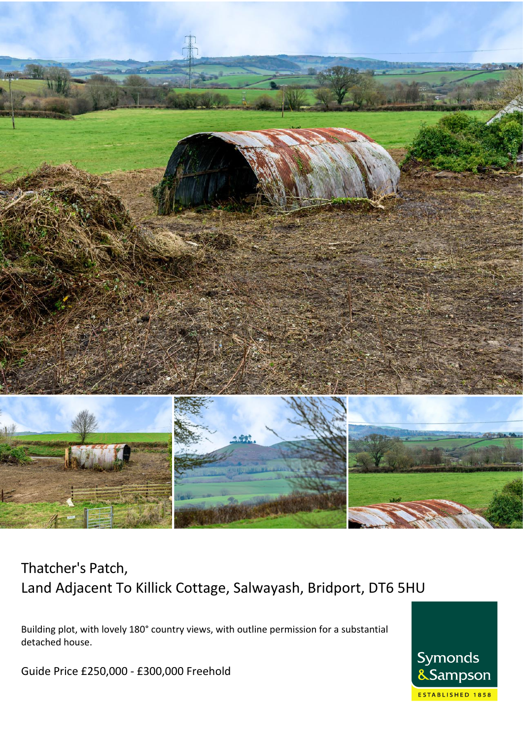# Thatcher's Patch,
## Land Adjacent To Killick Cottage, Salwayash, Bridport, DT6 5HU

Building plot, with lovely 180° country views, with outline permission for a substantial detached house.

Guide Price £250,000 - £300,000 Freehold

Symonds & Sampson

ESTABLISHED 1858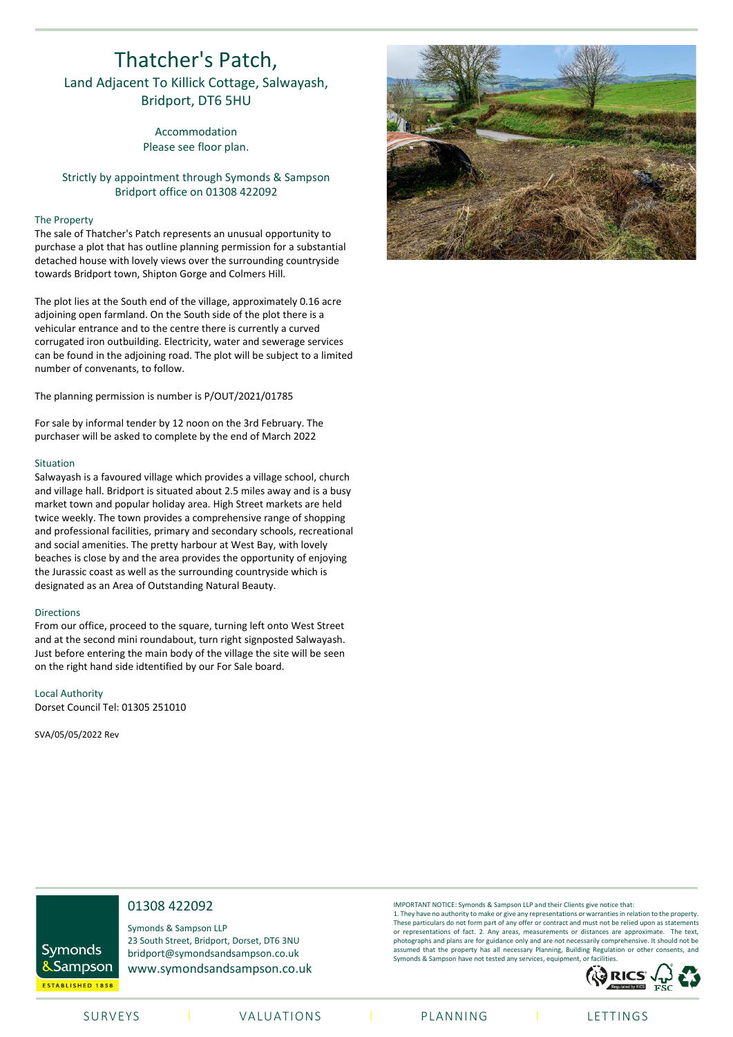# Thatcher's Patch,

## Land Adjacent To Killick Cottage, Salwayash, Bridport, DT6 5HU

Accommodation
Please see floor plan.

Strictly by appointment through Symonds & Sampson Bridport office on 01308 422092

### The Property

The sale of Thatcher's Patch represents an unusual opportunity to purchase a plot that has outline planning permission for a substantial detached house with lovely views over the surrounding countryside towards Bridport town, Shipton Gorge and Colmers Hill.

The plot lies at the South end of the village, approximately 0.16 acre adjoining open farmland. On the South side of the plot there is a vehicular entrance and to the centre there is currently a curved corrugated iron outbuilding. Electricity, water and sewerage services can be found in the adjoining road. The plot will be subject to a limited number of convenants, to follow.

The planning permission is number is P/OUT/2021/01785

For sale by informal tender by 12 noon on the 3rd February. The purchaser will be asked to complete by the end of March 2022

### Situation

Salwayash is a favoured village which provides a village school, church and village hall. Bridport is situated about 2.5 miles away and is a busy market town and popular holiday area. High Street markets are held twice weekly. The town provides a comprehensive range of shopping and professional facilities, primary and secondary schools, recreational and social amenities. The pretty harbour at West Bay, with lovely beaches is close by and the area provides the opportunity of enjoying the Jurassic coast as well as the surrounding countryside which is designated as an Area of Outstanding Natural Beauty.

### Directions

From our office, proceed to the square, turning left onto West Street and at the second mini roundabout, turn right signposted Salwayash. Just before entering the main body of the village the site will be seen on the right hand side idtentified by our For Sale board.

### Local Authority

Dorset Council Tel: 01305 251010

SVA/05/05/2022 Rev

01308 422092

Symonds & Sampson LLP
23 South Street, Bridport, Dorset, DT6 3NU
bridport@symondsandsampson.co.uk
www.symondsandsampson.co.uk

IMPORTANT NOTICE: Symonds & Sampson LLP and their Clients give notice that:
1. They have no authority to make or give any representations or warranties in relation to the property. These particulars do not form part of any offer or contract and must not be relied upon as statements or representations of fact. 2. Any areas, measurements or distances are approximate. The text, photographs and plans are for guidance only and are not necessarily comprehensive. It should not be assumed that the property has all necessary Planning, Building Regulation or other consents, and Symonds & Sampson have not tested any services, equipment, or facilities.

SURVEYS | VALUATIONS | PLANNING | LETTINGS